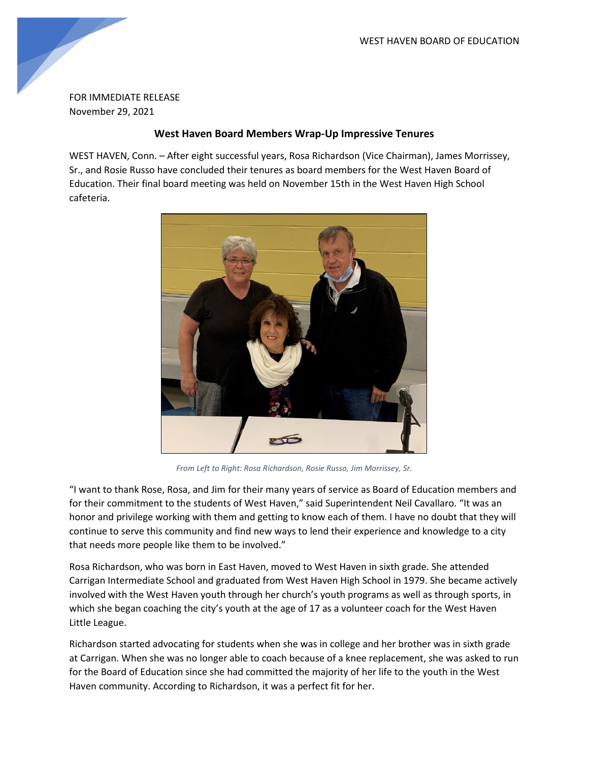FOR IMMEDIATE RELEASE
November 29, 2021

## West Haven Board Members Wrap-Up Impressive Tenures

WEST HAVEN, Conn. – After eight successful years, Rosa Richardson (Vice Chairman), James Morrissey, Sr., and Rosie Russo have concluded their tenures as board members for the West Haven Board of Education. Their final board meeting was held on November 15th in the West Haven High School cafeteria.

*From Left to Right: Rosa Richardson, Rosie Russo, Jim Morrissey, Sr.*

"I want to thank Rose, Rosa, and Jim for their many years of service as Board of Education members and for their commitment to the students of West Haven," said Superintendent Neil Cavallaro. "It was an honor and privilege working with them and getting to know each of them. I have no doubt that they will continue to serve this community and find new ways to lend their experience and knowledge to a city that needs more people like them to be involved."

Rosa Richardson, who was born in East Haven, moved to West Haven in sixth grade. She attended Carrigan Intermediate School and graduated from West Haven High School in 1979. She became actively involved with the West Haven youth through her church's youth programs as well as through sports, in which she began coaching the city's youth at the age of 17 as a volunteer coach for the West Haven Little League.

Richardson started advocating for students when she was in college and her brother was in sixth grade at Carrigan. When she was no longer able to coach because of a knee replacement, she was asked to run for the Board of Education since she had committed the majority of her life to the youth in the West Haven community. According to Richardson, it was a perfect fit for her.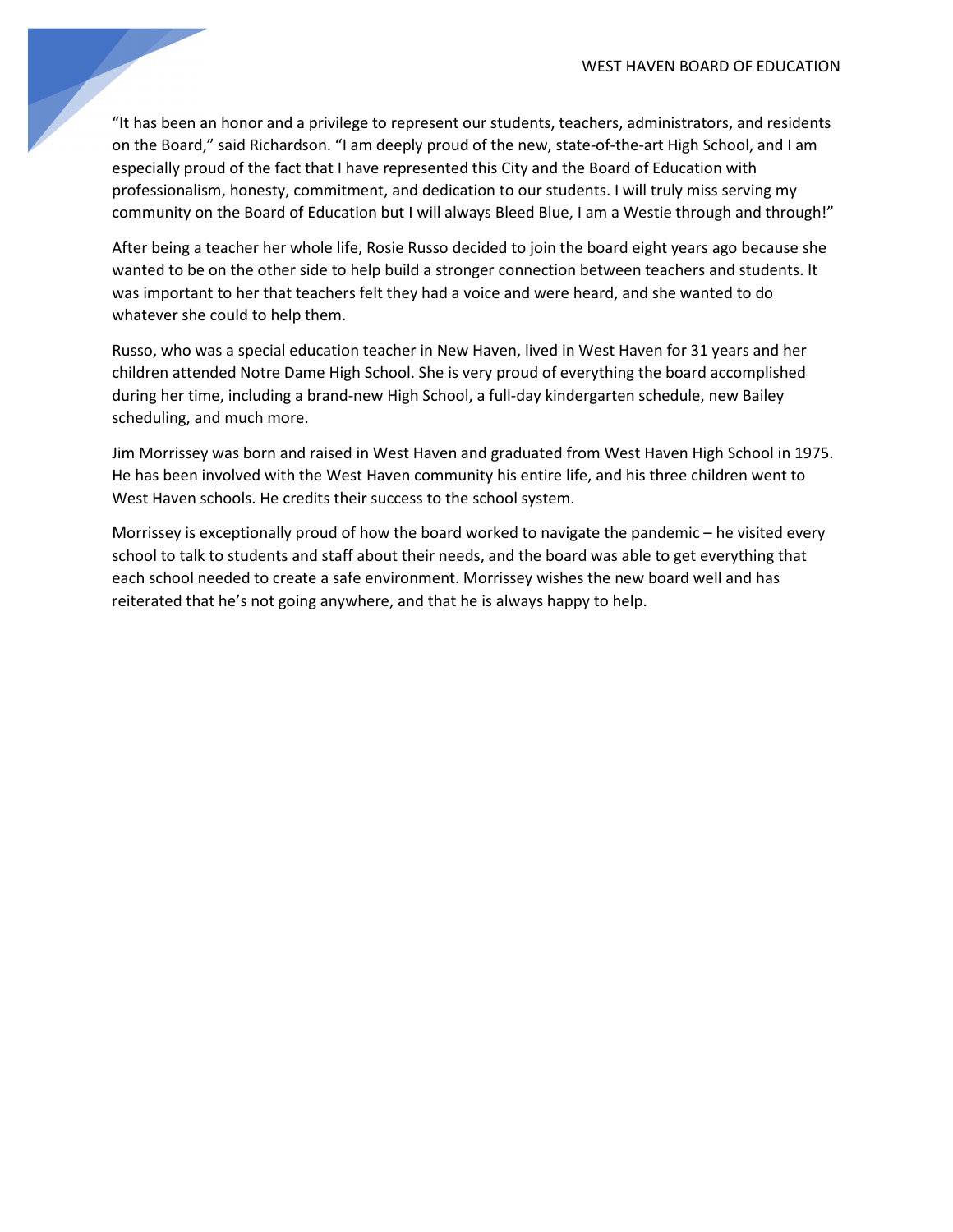"It has been an honor and a privilege to represent our students, teachers, administrators, and residents on the Board," said Richardson. "I am deeply proud of the new, state-of-the-art High School, and I am especially proud of the fact that I have represented this City and the Board of Education with professionalism, honesty, commitment, and dedication to our students. I will truly miss serving my community on the Board of Education but I will always Bleed Blue, I am a Westie through and through!"

After being a teacher her whole life, Rosie Russo decided to join the board eight years ago because she wanted to be on the other side to help build a stronger connection between teachers and students. It was important to her that teachers felt they had a voice and were heard, and she wanted to do whatever she could to help them.

Russo, who was a special education teacher in New Haven, lived in West Haven for 31 years and her children attended Notre Dame High School. She is very proud of everything the board accomplished during her time, including a brand-new High School, a full-day kindergarten schedule, new Bailey scheduling, and much more.

Jim Morrissey was born and raised in West Haven and graduated from West Haven High School in 1975. He has been involved with the West Haven community his entire life, and his three children went to West Haven schools. He credits their success to the school system.

Morrissey is exceptionally proud of how the board worked to navigate the pandemic – he visited every school to talk to students and staff about their needs, and the board was able to get everything that each school needed to create a safe environment. Morrissey wishes the new board well and has reiterated that he's not going anywhere, and that he is always happy to help.